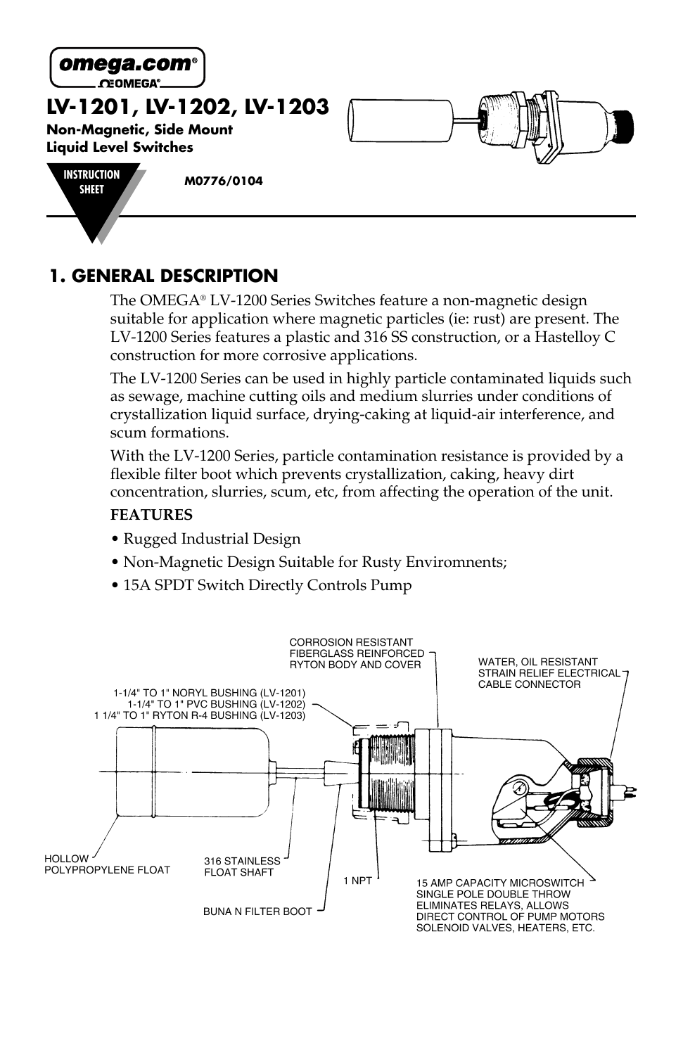omega.com®
OMEGA®

# LV-1201, LV-1202, LV-1203

**Non-Magnetic, Side Mount Liquid Level Switches**

INSTRUCTION SHEET

**M0776/0104**

## 1. GENERAL DESCRIPTION

The OMEGA® LV-1200 Series Switches feature a non-magnetic design suitable for application where magnetic particles (ie: rust) are present. The LV-1200 Series features a plastic and 316 SS construction, or a Hastelloy C construction for more corrosive applications.

The LV-1200 Series can be used in highly particle contaminated liquids such as sewage, machine cutting oils and medium slurries under conditions of crystallization liquid surface, drying-caking at liquid-air interference, and scum formations.

With the LV-1200 Series, particle contamination resistance is provided by a flexible filter boot which prevents crystallization, caking, heavy dirt concentration, slurries, scum, etc, from affecting the operation of the unit.

**FEATURES**

- Rugged Industrial Design
- Non-Magnetic Design Suitable for Rusty Enviromnents;
- 15A SPDT Switch Directly Controls Pump

CORROSION RESISTANT FIBERGLASS REINFORCED RYTON BODY AND COVER

WATER, OIL RESISTANT STRAIN RELIEF ELECTRICAL CABLE CONNECTOR

1-1/4" TO 1" NORYL BUSHING (LV-1201)
1-1/4" TO 1" PVC BUSHING (LV-1202)
1 1/4" TO 1" RYTON R-4 BUSHING (LV-1203)

HOLLOW POLYPROPYLENE FLOAT

316 STAINLESS FLOAT SHAFT

1 NPT

BUNA N FILTER BOOT

15 AMP CAPACITY MICROSWITCH SINGLE POLE DOUBLE THROW ELIMINATES RELAYS, ALLOWS DIRECT CONTROL OF PUMP MOTORS SOLENOID VALVES, HEATERS, ETC.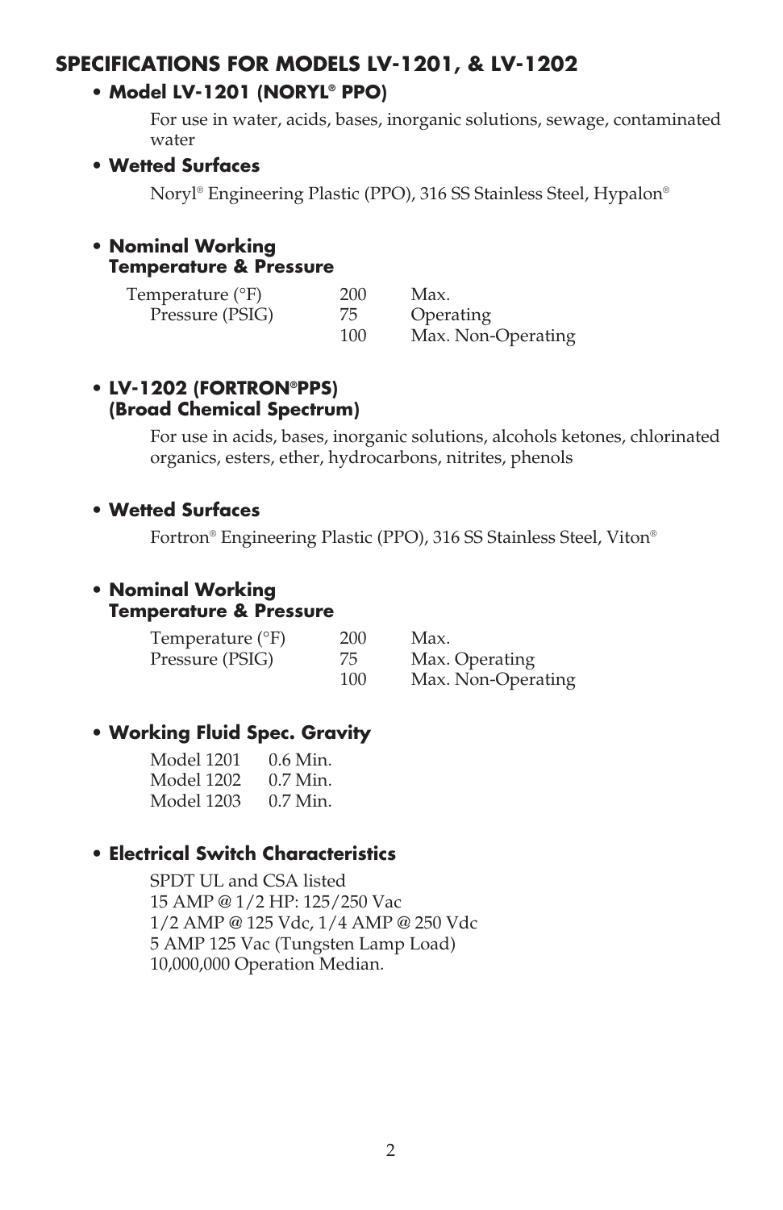## SPECIFICATIONS FOR MODELS LV-1201, & LV-1202

- **Model LV-1201 (NORYL® PPO)**

  For use in water, acids, bases, inorganic solutions, sewage, contaminated water

- **Wetted Surfaces**

  Noryl® Engineering Plastic (PPO), 316 SS Stainless Steel, Hypalon®

- **Nominal Working Temperature & Pressure**

| | | |
|---|---|---|
| Temperature (°F) | 200 | Max. |
| Pressure (PSIG) | 75 | Operating |
| | 100 | Max. Non-Operating |

- **LV-1202 (FORTRON®PPS) (Broad Chemical Spectrum)**

  For use in acids, bases, inorganic solutions, alcohols ketones, chlorinated organics, esters, ether, hydrocarbons, nitrites, phenols

- **Wetted Surfaces**

  Fortron® Engineering Plastic (PPO), 316 SS Stainless Steel, Viton®

- **Nominal Working Temperature & Pressure**

| | | |
|---|---|---|
| Temperature (°F) | 200 | Max. |
| Pressure (PSIG) | 75 | Max. Operating |
| | 100 | Max. Non-Operating |

- **Working Fluid Spec. Gravity**

| | |
|---|---|
| Model 1201 | 0.6 Min. |
| Model 1202 | 0.7 Min. |
| Model 1203 | 0.7 Min. |

- **Electrical Switch Characteristics**

  SPDT UL and CSA listed
  15 AMP @ 1/2 HP: 125/250 Vac
  1/2 AMP @ 125 Vdc, 1/4 AMP @ 250 Vdc
  5 AMP 125 Vac (Tungsten Lamp Load)
  10,000,000 Operation Median.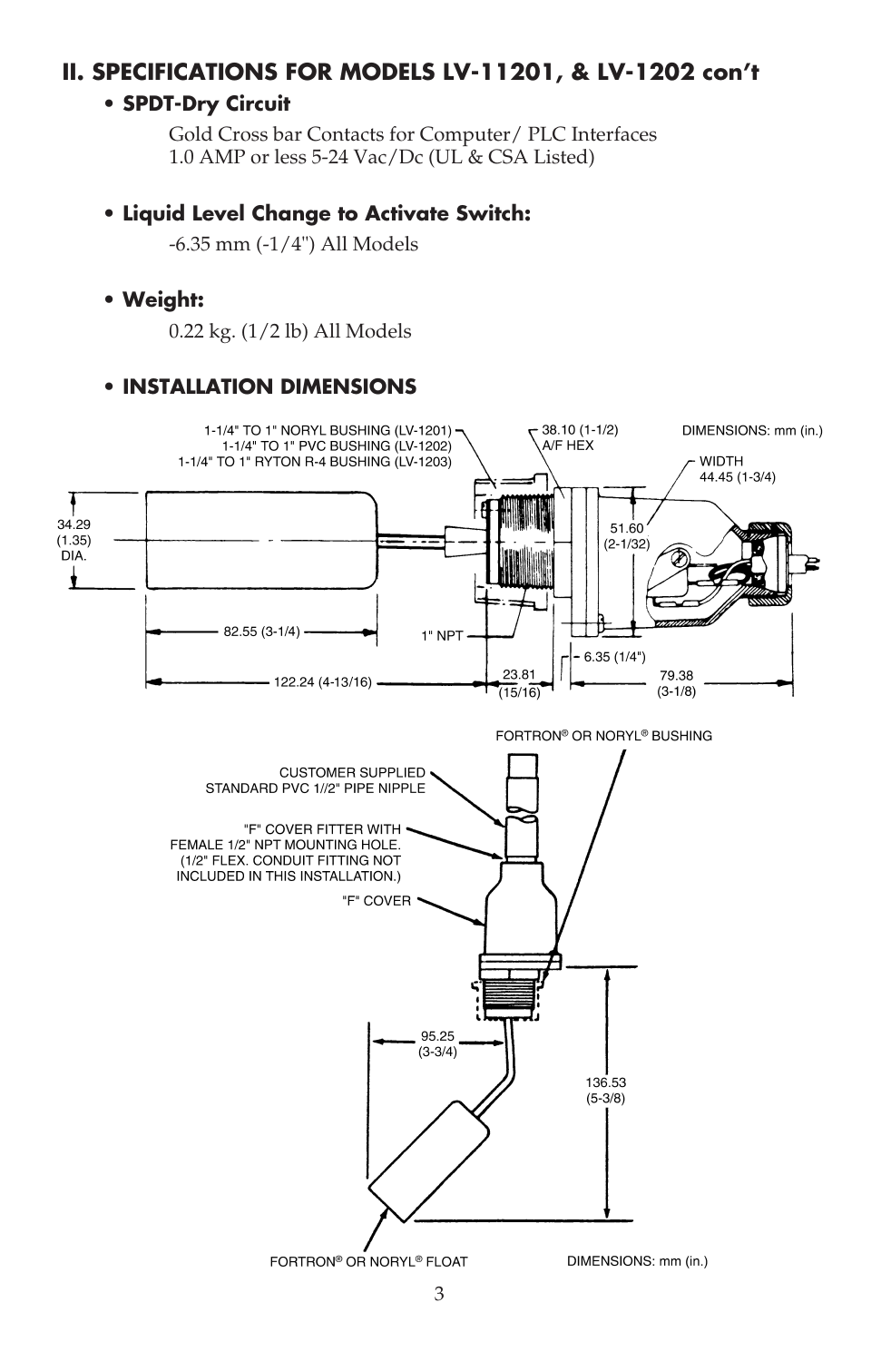## II. SPECIFICATIONS FOR MODELS LV-11201, & LV-1202 con't

- **SPDT-Dry Circuit**

  Gold Cross bar Contacts for Computer/ PLC Interfaces
  1.0 AMP or less 5-24 Vac/Dc (UL & CSA Listed)

- **Liquid Level Change to Activate Switch:**

  -6.35 mm (-1/4") All Models

- **Weight:**

  0.22 kg. (1/2 lb) All Models

- **INSTALLATION DIMENSIONS**

1-1/4" TO 1" NORYL BUSHING (LV-1201)
1-1/4" TO 1" PVC BUSHING (LV-1202)
1-1/4" TO 1" RYTON R-4 BUSHING (LV-1203)

38.10 (1-1/2) A/F HEX

DIMENSIONS: mm (in.)

WIDTH 44.45 (1-3/4)

34.29 (1.35) DIA.

51.60 (2-1/32)

82.55 (3-1/4)

1" NPT

6.35 (1/4")

122.24 (4-13/16)

23.81 (15/16)

79.38 (3-1/8)

FORTRON® OR NORYL® BUSHING

CUSTOMER SUPPLIED STANDARD PVC 1//2" PIPE NIPPLE

"F" COVER FITTER WITH FEMALE 1/2" NPT MOUNTING HOLE. (1/2" FLEX. CONDUIT FITTING NOT INCLUDED IN THIS INSTALLATION.)

"F" COVER

95.25 (3-3/4)

136.53 (5-3/8)

FORTRON® OR NORYL® FLOAT

DIMENSIONS: mm (in.)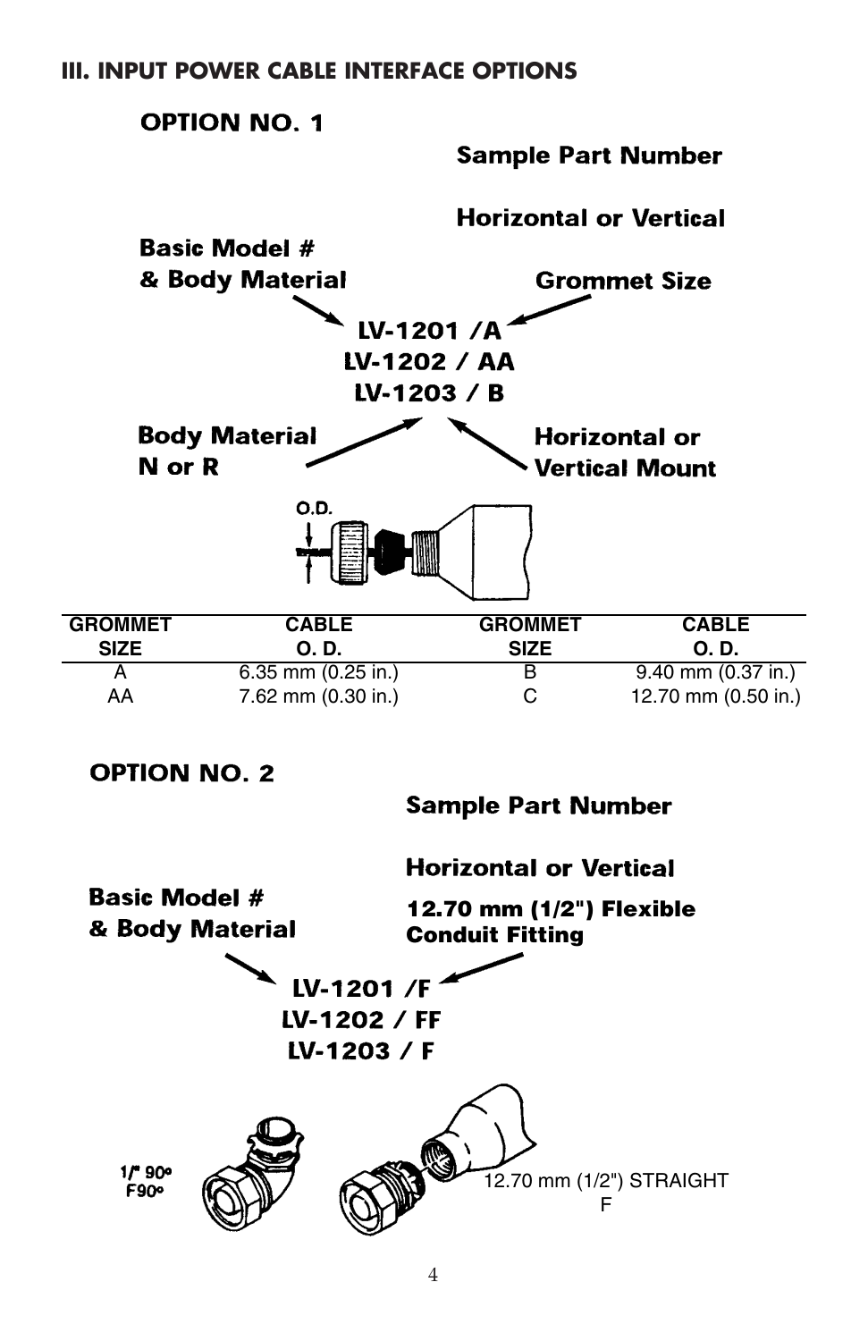### III. INPUT POWER CABLE INTERFACE OPTIONS

**OPTION NO. 1**

**Sample Part Number**

**Horizontal or Vertical**

**Basic Model # & Body Material**

**Grommet Size**

**LV-1201 /A**
**LV-1202 / AA**
**LV-1203 / B**

**Body Material N or R**

**Horizontal or Vertical Mount**

O.D.

| GROMMET SIZE | CABLE O. D. | GROMMET SIZE | CABLE O. D. |
|---|---|---|---|
| A | 6.35 mm (0.25 in.) | B | 9.40 mm (0.37 in.) |
| AA | 7.62 mm (0.30 in.) | C | 12.70 mm (0.50 in.) |

**OPTION NO. 2**

**Sample Part Number**

**Horizontal or Vertical**

**Basic Model # & Body Material**

**12.70 mm (1/2") Flexible Conduit Fitting**

**LV-1201 /F**
**LV-1202 / FF**
**LV-1203 / F**

1/" 90°
F90°

12.70 mm (1/2") STRAIGHT
F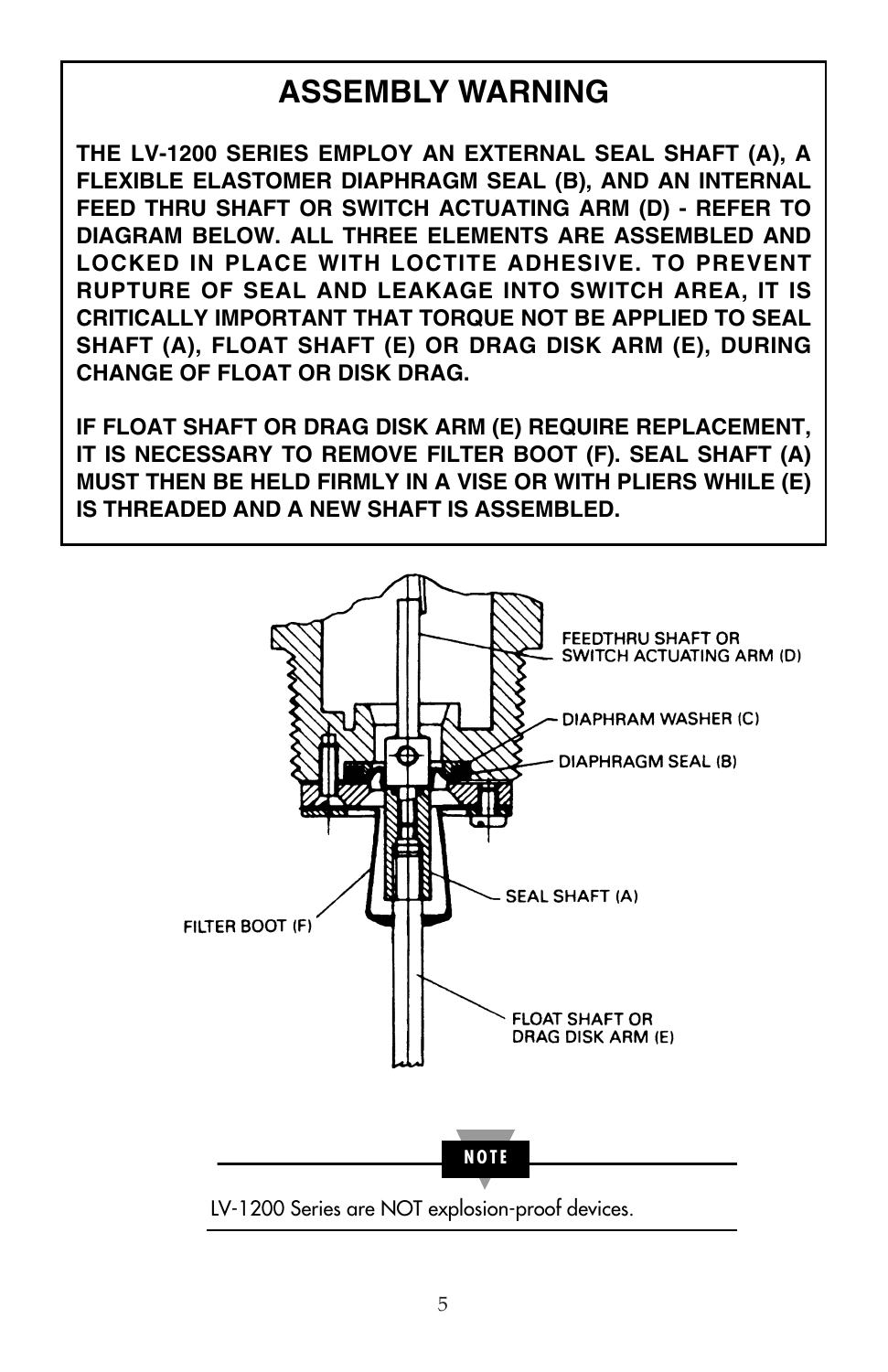# ASSEMBLY WARNING

**THE LV-1200 SERIES EMPLOY AN EXTERNAL SEAL SHAFT (A), A FLEXIBLE ELASTOMER DIAPHRAGM SEAL (B), AND AN INTERNAL FEED THRU SHAFT OR SWITCH ACTUATING ARM (D) - REFER TO DIAGRAM BELOW. ALL THREE ELEMENTS ARE ASSEMBLED AND LOCKED IN PLACE WITH LOCTITE ADHESIVE. TO PREVENT RUPTURE OF SEAL AND LEAKAGE INTO SWITCH AREA, IT IS CRITICALLY IMPORTANT THAT TORQUE NOT BE APPLIED TO SEAL SHAFT (A), FLOAT SHAFT (E) OR DRAG DISK ARM (E), DURING CHANGE OF FLOAT OR DISK DRAG.**

**IF FLOAT SHAFT OR DRAG DISK ARM (E) REQUIRE REPLACEMENT, IT IS NECESSARY TO REMOVE FILTER BOOT (F). SEAL SHAFT (A) MUST THEN BE HELD FIRMLY IN A VISE OR WITH PLIERS WHILE (E) IS THREADED AND A NEW SHAFT IS ASSEMBLED.**

FEEDTHRU SHAFT OR SWITCH ACTUATING ARM (D)

DIAPHRAM WASHER (C)

DIAPHRAGM SEAL (B)

SEAL SHAFT (A)

FILTER BOOT (F)

FLOAT SHAFT OR DRAG DISK ARM (E)

**NOTE**

LV-1200 Series are NOT explosion-proof devices.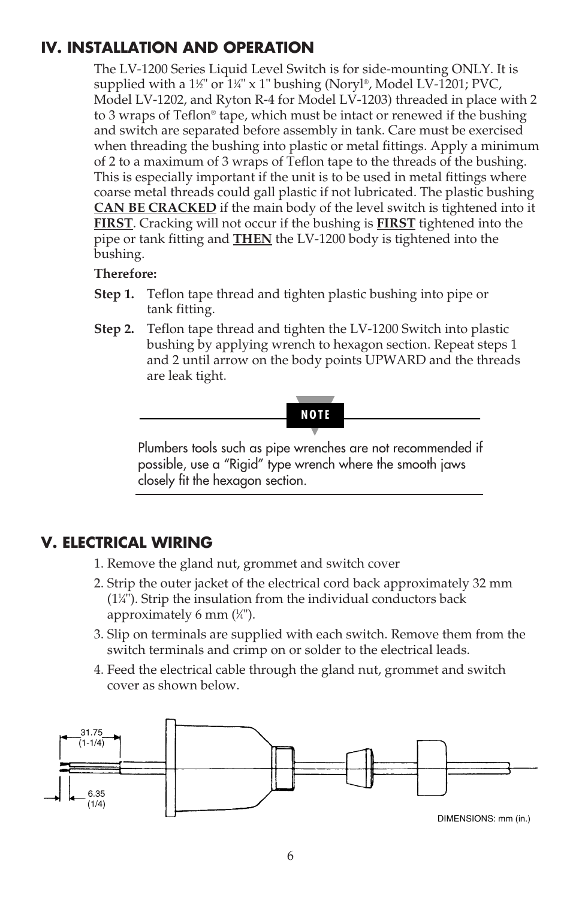## IV. INSTALLATION AND OPERATION

The LV-1200 Series Liquid Level Switch is for side-mounting ONLY. It is supplied with a 1½" or 1¼" x 1" bushing (Noryl®, Model LV-1201; PVC, Model LV-1202, and Ryton R-4 for Model LV-1203) threaded in place with 2 to 3 wraps of Teflon® tape, which must be intact or renewed if the bushing and switch are separated before assembly in tank. Care must be exercised when threading the bushing into plastic or metal fittings. Apply a minimum of 2 to a maximum of 3 wraps of Teflon tape to the threads of the bushing. This is especially important if the unit is to be used in metal fittings where coarse metal threads could gall plastic if not lubricated. The plastic bushing **CAN BE CRACKED** if the main body of the level switch is tightened into it **FIRST**. Cracking will not occur if the bushing is **FIRST** tightened into the pipe or tank fitting and **THEN** the LV-1200 body is tightened into the bushing.

**Therefore:**

**Step 1.** Teflon tape thread and tighten plastic bushing into pipe or tank fitting.

**Step 2.** Teflon tape thread and tighten the LV-1200 Switch into plastic bushing by applying wrench to hexagon section. Repeat steps 1 and 2 until arrow on the body points UPWARD and the threads are leak tight.

**NOTE**

Plumbers tools such as pipe wrenches are not recommended if possible, use a "Rigid" type wrench where the smooth jaws closely fit the hexagon section.

## V. ELECTRICAL WIRING

1. Remove the gland nut, grommet and switch cover
2. Strip the outer jacket of the electrical cord back approximately 32 mm (1¼"). Strip the insulation from the individual conductors back approximately 6 mm (¼").
3. Slip on terminals are supplied with each switch. Remove them from the switch terminals and crimp on or solder to the electrical leads.
4. Feed the electrical cable through the gland nut, grommet and switch cover as shown below.

31.75 (1-1/4)

6.35 (1/4)

DIMENSIONS: mm (in.)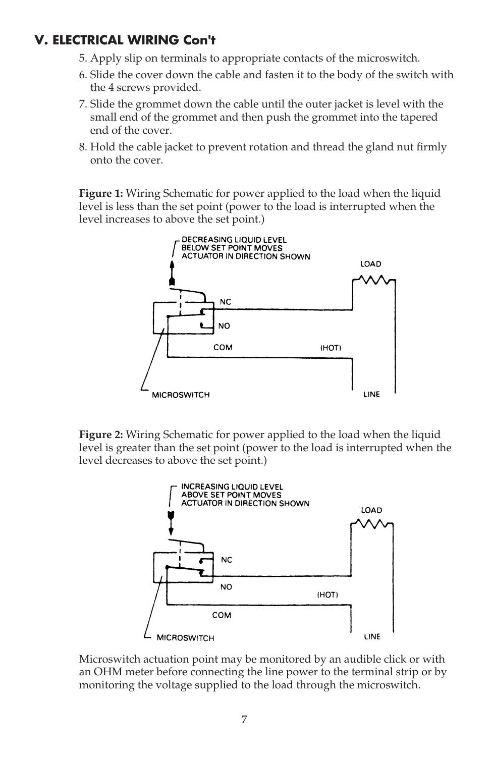## V. ELECTRICAL WIRING Con't

5. Apply slip on terminals to appropriate contacts of the microswitch.
6. Slide the cover down the cable and fasten it to the body of the switch with the 4 screws provided.
7. Slide the grommet down the cable until the outer jacket is level with the small end of the grommet and then push the grommet into the tapered end of the cover.
8. Hold the cable jacket to prevent rotation and thread the gland nut firmly onto the cover.

**Figure 1:** Wiring Schematic for power applied to the load when the liquid level is less than the set point (power to the load is interrupted when the level increases to above the set point.)

DECREASING LIQUID LEVEL BELOW SET POINT MOVES ACTUATOR IN DIRECTION SHOWN

LOAD

NC

NO

COM

(HOT)

MICROSWITCH

LINE

**Figure 2:** Wiring Schematic for power applied to the load when the liquid level is greater than the set point (power to the load is interrupted when the level decreases to above the set point.)

INCREASING LIQUID LEVEL ABOVE SET POINT MOVES ACTUATOR IN DIRECTION SHOWN

LOAD

NC

NO

(HOT)

COM

MICROSWITCH

LINE

Microswitch actuation point may be monitored by an audible click or with an OHM meter before connecting the line power to the terminal strip or by monitoring the voltage supplied to the load through the microswitch.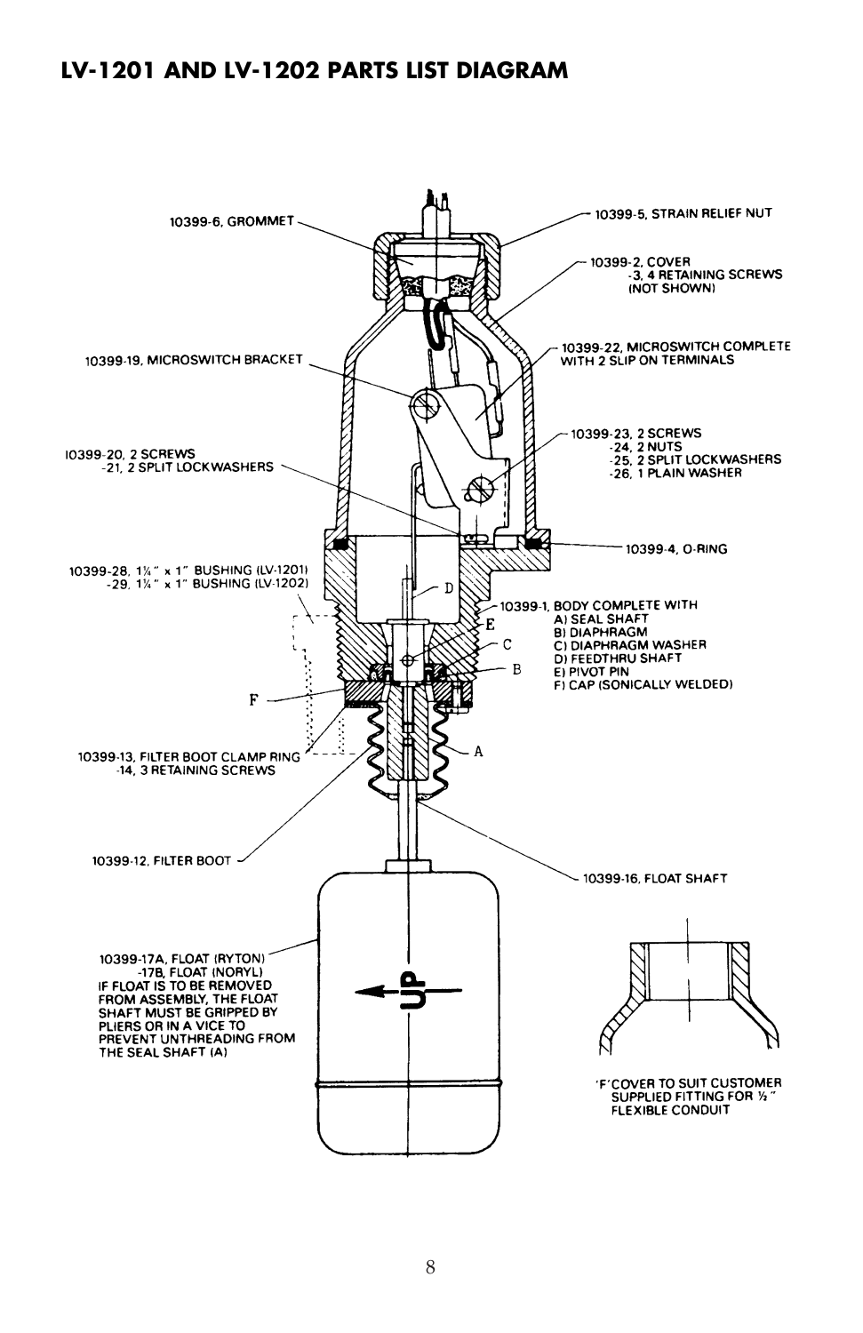## LV-1201 AND LV-1202 PARTS LIST DIAGRAM

10399-6, GROMMET

10399-5, STRAIN RELIEF NUT

10399-2, COVER
-3, 4 RETAINING SCREWS (NOT SHOWN)

10399-19, MICROSWITCH BRACKET

10399-22, MICROSWITCH COMPLETE WITH 2 SLIP ON TERMINALS

10399-20, 2 SCREWS
-21, 2 SPLIT LOCKWASHERS

10399-23, 2 SCREWS
-24, 2 NUTS
-25, 2 SPLIT LOCKWASHERS
-26, 1 PLAIN WASHER

10399-4, O-RING

10399-28, 1¼" x 1" BUSHING (LV-1201)
-29, 1¼" x 1" BUSHING (LV-1202)

10399-1, BODY COMPLETE WITH
A) SEAL SHAFT
B) DIAPHRAGM
C) DIAPHRAGM WASHER
D) FEEDTHRU SHAFT
E) PIVOT PIN
F) CAP (SONICALLY WELDED)

10399-13, FILTER BOOT CLAMP RING
-14, 3 RETAINING SCREWS

10399-12, FILTER BOOT

10399-16, FLOAT SHAFT

10399-17A, FLOAT (RYTON)
-17B, FLOAT (NORYL)
IF FLOAT IS TO BE REMOVED FROM ASSEMBLY, THE FLOAT SHAFT MUST BE GRIPPED BY PLIERS OR IN A VICE TO PREVENT UNTHREADING FROM THE SEAL SHAFT (A)

UP

'F' COVER TO SUIT CUSTOMER SUPPLIED FITTING FOR ½" FLEXIBLE CONDUIT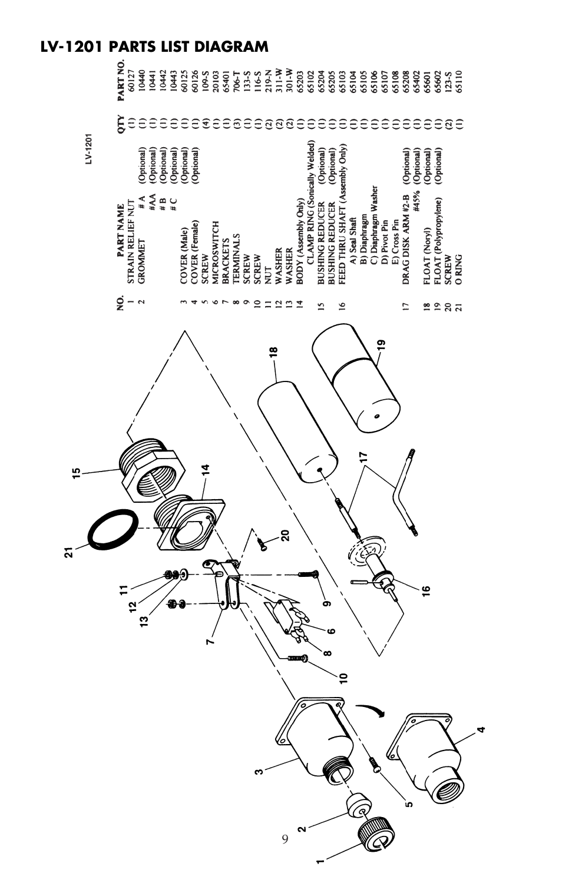# LV-1201 PARTS LIST DIAGRAM

LV-1201

| NO. | PART NAME | | QTY | PART NO. |
|---|---|---|---|---|
| 1 | STRAIN RELIEF NUT | | (1) | 60127 |
| 2 | GROMMET #A | (Optional) | (1) | 10440 |
| | #AA | (Optional) | (1) | 10441 |
| | # B | (Optional) | (1) | 10442 |
| | # C | (Optional) | (1) | 10443 |
| 3 | COVER (Male) | (Optional) | (1) | 60125 |
| 4 | COVER (Female) | (Optional) | (1) | 60126 |
| 5 | SCREW | | (4) | 109-S |
| 6 | MICROSWITCH | | (1) | 20103 |
| 7 | BRACKETS | | (1) | 65401 |
| 8 | TERMINALS | | (3) | 706-T |
| 9 | SCREW | | (1) | 133-S |
| 10 | SCREW | | (1) | 116-S |
| 11 | NUT | | (2) | 219-N |
| 12 | WASHER | | (2) | 311-W |
| 13 | WASHER | | (2) | 301-W |
| 14 | BODY (Assembly Only) | | (1) | 65203 |
| | CLAMP RING (Sonically Welded) | | (1) | 65102 |
| 15 | BUSHING REDUCER | (Optional) | (1) | 65204 |
| | BUSHING REDUCER | (Optional) | (1) | 65205 |
| 16 | FEED THRU SHAFT (Assembly Only) | | (1) | 65103 |
| | A) Seal Shaft | | (1) | 65104 |
| | B) Diaphragm | | (1) | 65105 |
| | C) Diaphragm Washer | | (1) | 65106 |
| | D) Pivot Pin | | (1) | 65107 |
| | E) Cross Pin | | (1) | 65108 |
| 17 | DRAG DISK ARM #2-B | (Optional) | (1) | 65208 |
| | #45% | (Optional) | (1) | 65402 |
| 18 | FLOAT (Noryl) | (Optional) | (1) | 65601 |
| 19 | FLOAT (Polypropylene) | (Optional) | (1) | 65602 |
| 20 | SCREW | | (2) | 123-S |
| 21 | O RING | | (1) | 65110 |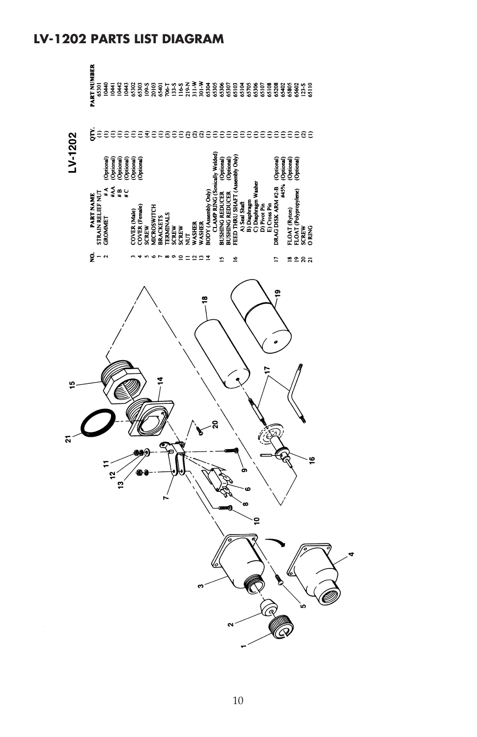# LV-1202 PARTS LIST DIAGRAM

## LV-1202

| NO. | PART NAME | | QTY. | PART NUMBER |
|---|---|---|---|---|
| 1 | STRAIN RELIEF NUT | | (1) | 65301 |
| 2 | GROMMET #A | (Optional) | (1) | 10440 |
| | #AA | (Optional) | (1) | 10441 |
| | #B | (Optional) | (1) | 10442 |
| | #C | (Optional) | (1) | 10443 |
| 3 | COVER (Male) | (Optional) | (1) | 65302 |
| 4 | COVER (Female) | (Optional) | (1) | 65303 |
| 5 | SCREW | | (4) | 109-S |
| 6 | MICROSWITCH | | (1) | 20103 |
| 7 | BRACKETS | | (1) | 65401 |
| 8 | TERMINALS | | (3) | 706-T |
| 9 | SCREW | | (1) | 133-S |
| 10 | SCREW | | (1) | 116-S |
| 11 | NUT | | (2) | 219-N |
| 12 | WASHER | | (2) | 311-W |
| 13 | WASHER | | (2) | 301-W |
| 14 | BODY (Assembly Only) | | (1) | 65304 |
| | CLAMP RING (Sonically Welded) | | (1) | 65305 |
| 15 | BUSHING REDUCER | (Optional) | (1) | 65306 |
| | BUSHING REDUCER | (Optional) | (1) | 65307 |
| 16 | FEED THRU SHAFT (Assembly Only) | | (1) | 65103 |
| | A) Seal Shaft | | (1) | 65104 |
| | B) Diaphragm | | (1) | 65705 |
| | C) Diaphragm Washer | | (1) | 65306 |
| | D) Pivot Pin | | (1) | 65107 |
| | E) Cross Pin | | (1) | 65108 |
| 17 | DRAG DISK ARM #2-B | (Optional) | (1) | 65208 |
| | #45% | (Optional) | (1) | 65402 |
| 18 | FLOAT (Ryton) | (Optional) | (1) | 65805 |
| 19 | FLOAT (Polypropylene) | (Optional) | (1) | 65602 |
| 20 | SCREW | | (2) | 123-S |
| 21 | O RING | | (1) | 65110 |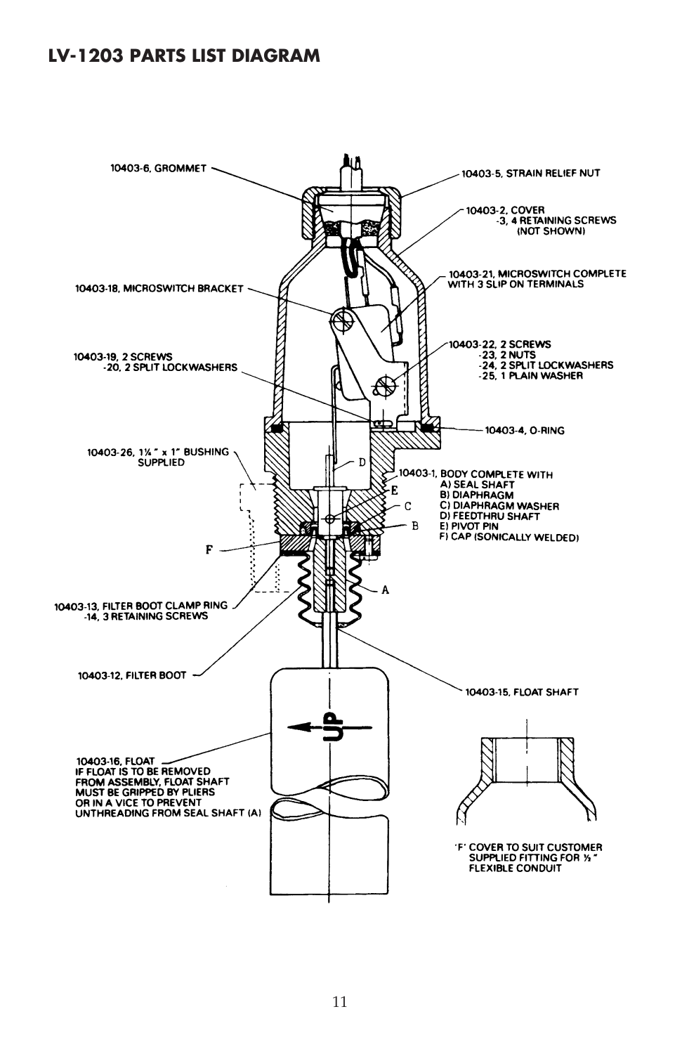# LV-1203 PARTS LIST DIAGRAM

10403-6, GROMMET

10403-5, STRAIN RELIEF NUT

10403-2, COVER
-3, 4 RETAINING SCREWS (NOT SHOWN)

10403-21, MICROSWITCH COMPLETE WITH 3 SLIP ON TERMINALS

10403-18, MICROSWITCH BRACKET

10403-22, 2 SCREWS
-23, 2 NUTS
-24, 2 SPLIT LOCKWASHERS
-25, 1 PLAIN WASHER

10403-19, 2 SCREWS
-20, 2 SPLIT LOCKWASHERS

10403-4, O-RING

10403-26, 1¼" x 1" BUSHING SUPPLIED

10403-1, BODY COMPLETE WITH
A) SEAL SHAFT
B) DIAPHRAGM
C) DIAPHRAGM WASHER
D) FEEDTHRU SHAFT
E) PIVOT PIN
F) CAP (SONICALLY WELDED)

10403-13, FILTER BOOT CLAMP RING
-14, 3 RETAINING SCREWS

10403-12, FILTER BOOT

10403-15, FLOAT SHAFT

10403-16, FLOAT
IF FLOAT IS TO BE REMOVED FROM ASSEMBLY, FLOAT SHAFT MUST BE GRIPPED BY PLIERS OR IN A VICE TO PREVENT UNTHREADING FROM SEAL SHAFT (A)

UP

'F' COVER TO SUIT CUSTOMER SUPPLIED FITTING FOR ½" FLEXIBLE CONDUIT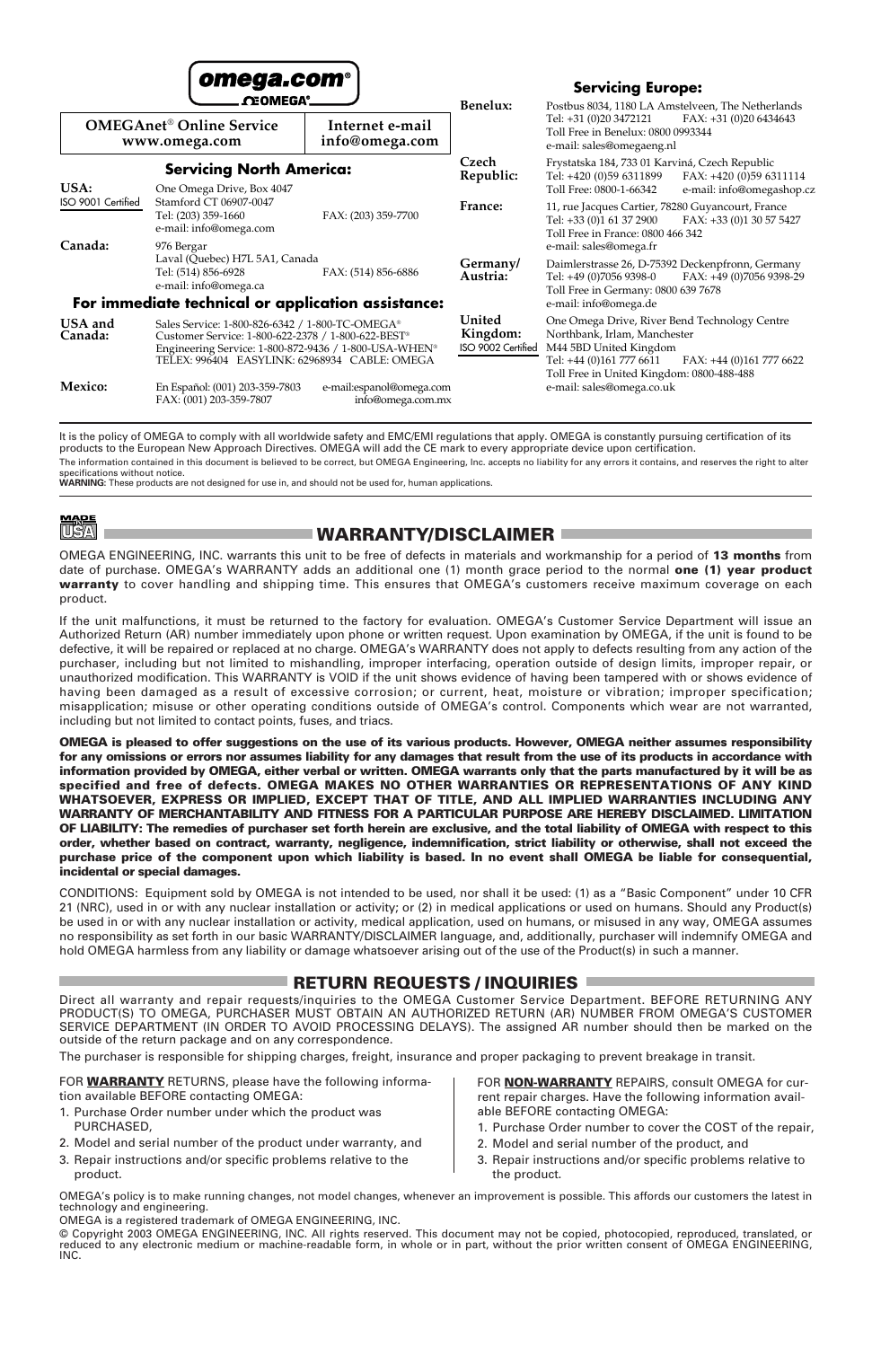**omega.com®**
**OMEGA®**

| OMEGAnet® Online Service www.omega.com | Internet e-mail info@omega.com |
|---|---|

## Servicing North America:

**USA:** ISO 9001 Certified
One Omega Drive, Box 4047
Stamford CT 06907-0047
Tel: (203) 359-1660 FAX: (203) 359-7700
e-mail: info@omega.com

**Canada:**
976 Bergar
Laval (Quebec) H7L 5A1, Canada
Tel: (514) 856-6928 FAX: (514) 856-6886
e-mail: info@omega.ca

### For immediate technical or application assistance:

**USA and Canada:**
Sales Service: 1-800-826-6342 / 1-800-TC-OMEGA®
Customer Service: 1-800-622-2378 / 1-800-622-BEST®
Engineering Service: 1-800-872-9436 / 1-800-USA-WHEN®
TELEX: 996404 EASYLINK: 62968934 CABLE: OMEGA

**Mexico:**
En Español: (001) 203-359-7803 e-mail:espanol@omega.com
FAX: (001) 203-359-7807 info@omega.com.mx

## Servicing Europe:

**Benelux:**
Postbus 8034, 1180 LA Amstelveen, The Netherlands
Tel: +31 (0)20 3472121 FAX: +31 (0)20 6434643
Toll Free in Benelux: 0800 0993344
e-mail: sales@omegaeng.nl

**Czech Republic:**
Frystatska 184, 733 01 Karviná, Czech Republic
Tel: +420 (0)59 6311899 FAX: +420 (0)59 6311114
Toll Free: 0800-1-66342 e-mail: info@omegashop.cz

**France:**
11, rue Jacques Cartier, 78280 Guyancourt, France
Tel: +33 (0)1 61 37 2900 FAX: +33 (0)1 30 57 5427
Toll Free in France: 0800 466 342
e-mail: sales@omega.fr

**Germany/Austria:**
Daimlerstrasse 26, D-75392 Deckenpfronn, Germany
Tel: +49 (0)7056 9398-0 FAX: +49 (0)7056 9398-29
Toll Free in Germany: 0800 639 7678
e-mail: info@omega.de

**United Kingdom:** ISO 9002 Certified
One Omega Drive, River Bend Technology Centre
Northbank, Irlam, Manchester
M44 5BD United Kingdom
Tel: +44 (0)161 777 6611 FAX: +44 (0)161 777 6622
Toll Free in United Kingdom: 0800-488-488
e-mail: sales@omega.co.uk

It is the policy of OMEGA to comply with all worldwide safety and EMC/EMI regulations that apply. OMEGA is constantly pursuing certification of its products to the European New Approach Directives. OMEGA will add the CE mark to every appropriate device upon certification.

The information contained in this document is believed to be correct, but OMEGA Engineering, Inc. accepts no liability for any errors it contains, and reserves the right to alter specifications without notice.

**WARNING**: These products are not designed for use in, and should not be used for, human applications.

MADE IN USA

## WARRANTY/DISCLAIMER

OMEGA ENGINEERING, INC. warrants this unit to be free of defects in materials and workmanship for a period of **13 months** from date of purchase. OMEGA's WARRANTY adds an additional one (1) month grace period to the normal **one (1) year product warranty** to cover handling and shipping time. This ensures that OMEGA's customers receive maximum coverage on each product.

If the unit malfunctions, it must be returned to the factory for evaluation. OMEGA's Customer Service Department will issue an Authorized Return (AR) number immediately upon phone or written request. Upon examination by OMEGA, if the unit is found to be defective, it will be repaired or replaced at no charge. OMEGA's WARRANTY does not apply to defects resulting from any action of the purchaser, including but not limited to mishandling, improper interfacing, operation outside of design limits, improper repair, or unauthorized modification. This WARRANTY is VOID if the unit shows evidence of having been tampered with or shows evidence of having been damaged as a result of excessive corrosion; or current, heat, moisture or vibration; improper specification; misapplication; misuse or other operating conditions outside of OMEGA's control. Components which wear are not warranted, including but not limited to contact points, fuses, and triacs.

**OMEGA is pleased to offer suggestions on the use of its various products. However, OMEGA neither assumes responsibility for any omissions or errors nor assumes liability for any damages that result from the use of its products in accordance with information provided by OMEGA, either verbal or written. OMEGA warrants only that the parts manufactured by it will be as specified and free of defects. OMEGA MAKES NO OTHER WARRANTIES OR REPRESENTATIONS OF ANY KIND WHATSOEVER, EXPRESS OR IMPLIED, EXCEPT THAT OF TITLE, AND ALL IMPLIED WARRANTIES INCLUDING ANY WARRANTY OF MERCHANTABILITY AND FITNESS FOR A PARTICULAR PURPOSE ARE HEREBY DISCLAIMED. LIMITATION OF LIABILITY: The remedies of purchaser set forth herein are exclusive, and the total liability of OMEGA with respect to this order, whether based on contract, warranty, negligence, indemnification, strict liability or otherwise, shall not exceed the purchase price of the component upon which liability is based. In no event shall OMEGA be liable for consequential, incidental or special damages.**

CONDITIONS: Equipment sold by OMEGA is not intended to be used, nor shall it be used: (1) as a "Basic Component" under 10 CFR 21 (NRC), used in or with any nuclear installation or activity; or (2) in medical applications or used on humans. Should any Product(s) be used in or with any nuclear installation or activity, medical application, used on humans, or misused in any way, OMEGA assumes no responsibility as set forth in our basic WARRANTY/DISCLAIMER language, and, additionally, purchaser will indemnify OMEGA and hold OMEGA harmless from any liability or damage whatsoever arising out of the use of the Product(s) in such a manner.

## RETURN REQUESTS / INQUIRIES

Direct all warranty and repair requests/inquiries to the OMEGA Customer Service Department. BEFORE RETURNING ANY PRODUCT(S) TO OMEGA, PURCHASER MUST OBTAIN AN AUTHORIZED RETURN (AR) NUMBER FROM OMEGA'S CUSTOMER SERVICE DEPARTMENT (IN ORDER TO AVOID PROCESSING DELAYS). The assigned AR number should then be marked on the outside of the return package and on any correspondence.

The purchaser is responsible for shipping charges, freight, insurance and proper packaging to prevent breakage in transit.

FOR **WARRANTY** RETURNS, please have the following information available BEFORE contacting OMEGA:

1. Purchase Order number under which the product was PURCHASED,
2. Model and serial number of the product under warranty, and
3. Repair instructions and/or specific problems relative to the product.

FOR **NON-WARRANTY** REPAIRS, consult OMEGA for current repair charges. Have the following information available BEFORE contacting OMEGA:

1. Purchase Order number to cover the COST of the repair,
2. Model and serial number of the product, and
3. Repair instructions and/or specific problems relative to the product.

OMEGA's policy is to make running changes, not model changes, whenever an improvement is possible. This affords our customers the latest in technology and engineering.

OMEGA is a registered trademark of OMEGA ENGINEERING, INC.

© Copyright 2003 OMEGA ENGINEERING, INC. All rights reserved. This document may not be copied, photocopied, reproduced, translated, or reduced to any electronic medium or machine-readable form, in whole or in part, without the prior written consent of OMEGA ENGINEERING, INC.